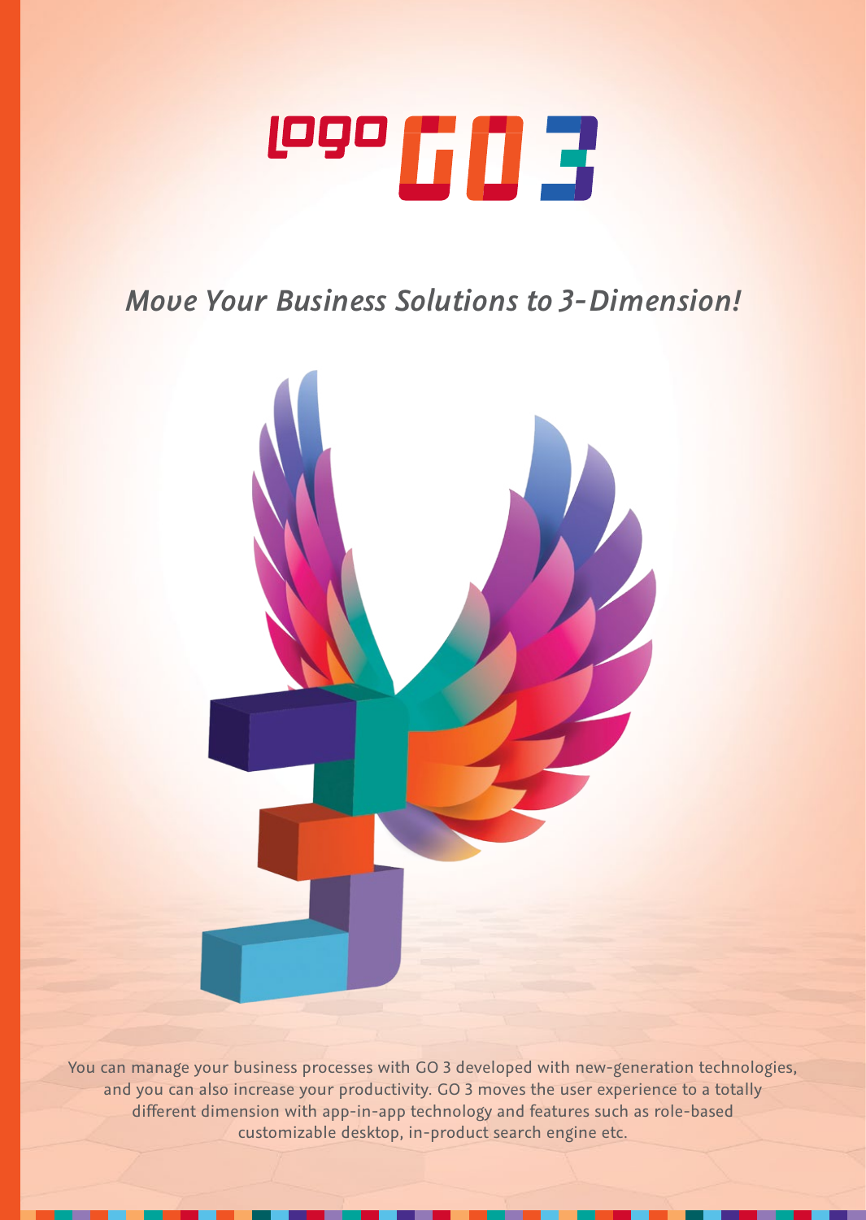# logo GO 3

*Move Your Business Solutions to 3-Dimension!*

You can manage your business processes with GO 3 developed with new-generation technologies, and you can also increase your productivity. GO 3 moves the user experience to a totally different dimension with app-in-app technology and features such as role-based customizable desktop, in-product search engine etc.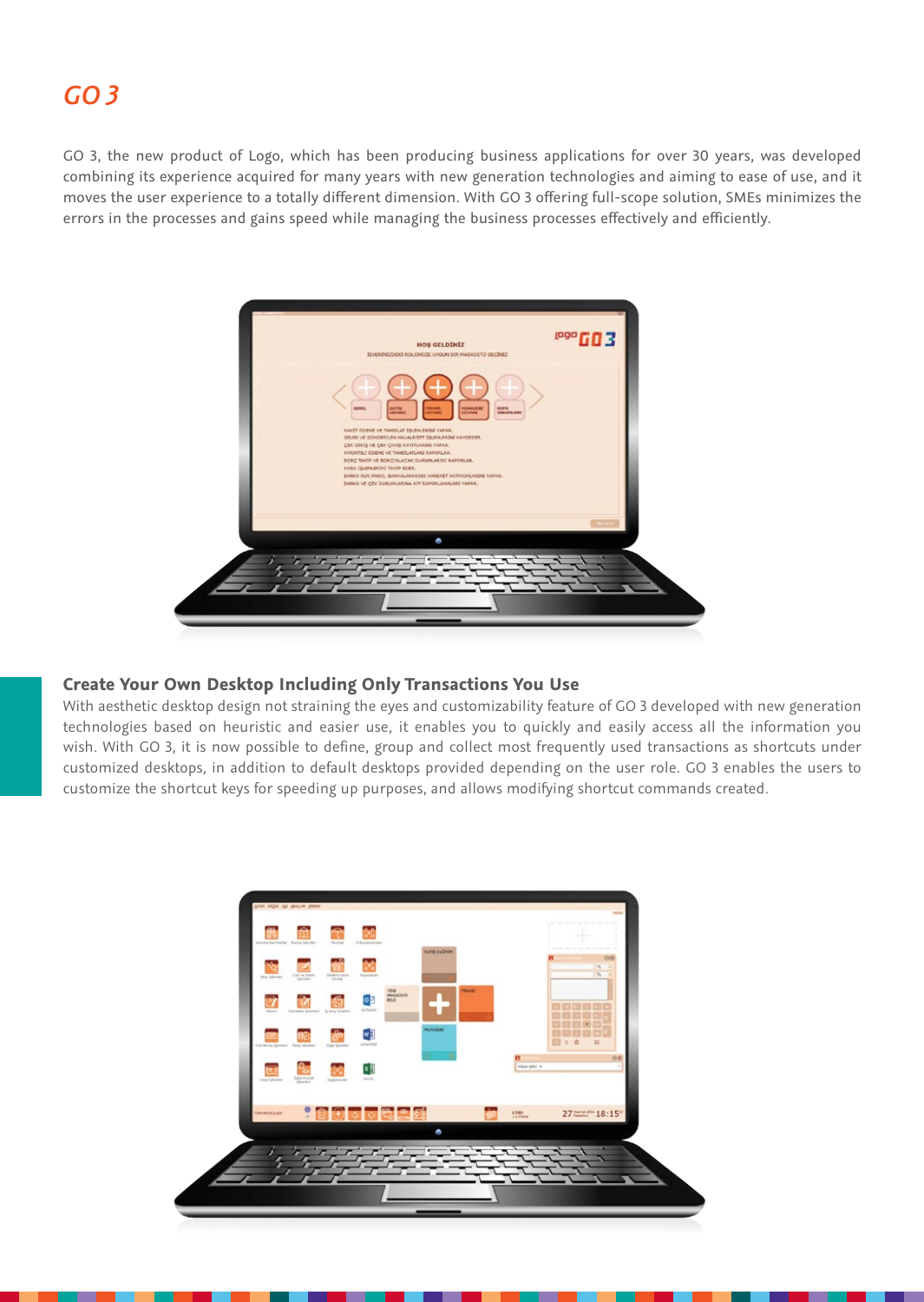# GO 3

GO 3, the new product of Logo, which has been producing business applications for over 30 years, was developed combining its experience acquired for many years with new generation technologies and aiming to ease of use, and it moves the user experience to a totally different dimension. With GO 3 offering full-scope solution, SMEs minimizes the errors in the processes and gains speed while managing the business processes effectively and efficiently.

## Create Your Own Desktop Including Only Transactions You Use

With aesthetic desktop design not straining the eyes and customizability feature of GO 3 developed with new generation technologies based on heuristic and easier use, it enables you to quickly and easily access all the information you wish. With GO 3, it is now possible to define, group and collect most frequently used transactions as shortcuts under customized desktops, in addition to default desktops provided depending on the user role. GO 3 enables the users to customize the shortcut keys for speeding up purposes, and allows modifying shortcut commands created.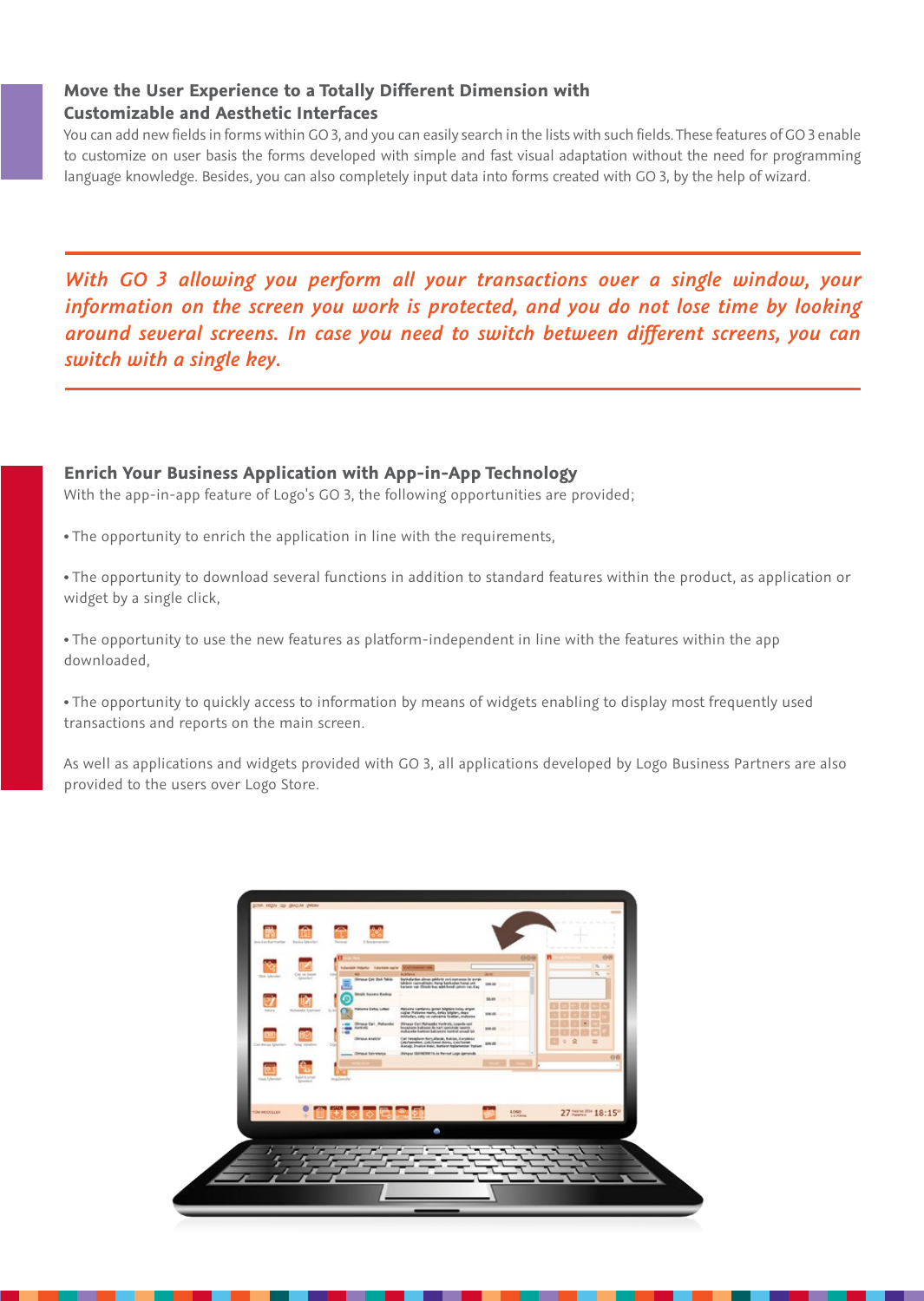## Move the User Experience to a Totally Different Dimension with Customizable and Aesthetic Interfaces

You can add new fields in forms within GO 3, and you can easily search in the lists with such fields. These features of GO 3 enable to customize on user basis the forms developed with simple and fast visual adaptation without the need for programming language knowledge. Besides, you can also completely input data into forms created with GO 3, by the help of wizard.

---

*With GO 3 allowing you perform all your transactions over a single window, your information on the screen you work is protected, and you do not lose time by looking around several screens. In case you need to switch between different screens, you can switch with a single key.*

---

## Enrich Your Business Application with App-in-App Technology

With the app-in-app feature of Logo's GO 3, the following opportunities are provided;

- The opportunity to enrich the application in line with the requirements,

- The opportunity to download several functions in addition to standard features within the product, as application or widget by a single click,

- The opportunity to use the new features as platform-independent in line with the features within the app downloaded,

- The opportunity to quickly access to information by means of widgets enabling to display most frequently used transactions and reports on the main screen.

As well as applications and widgets provided with GO 3, all applications developed by Logo Business Partners are also provided to the users over Logo Store.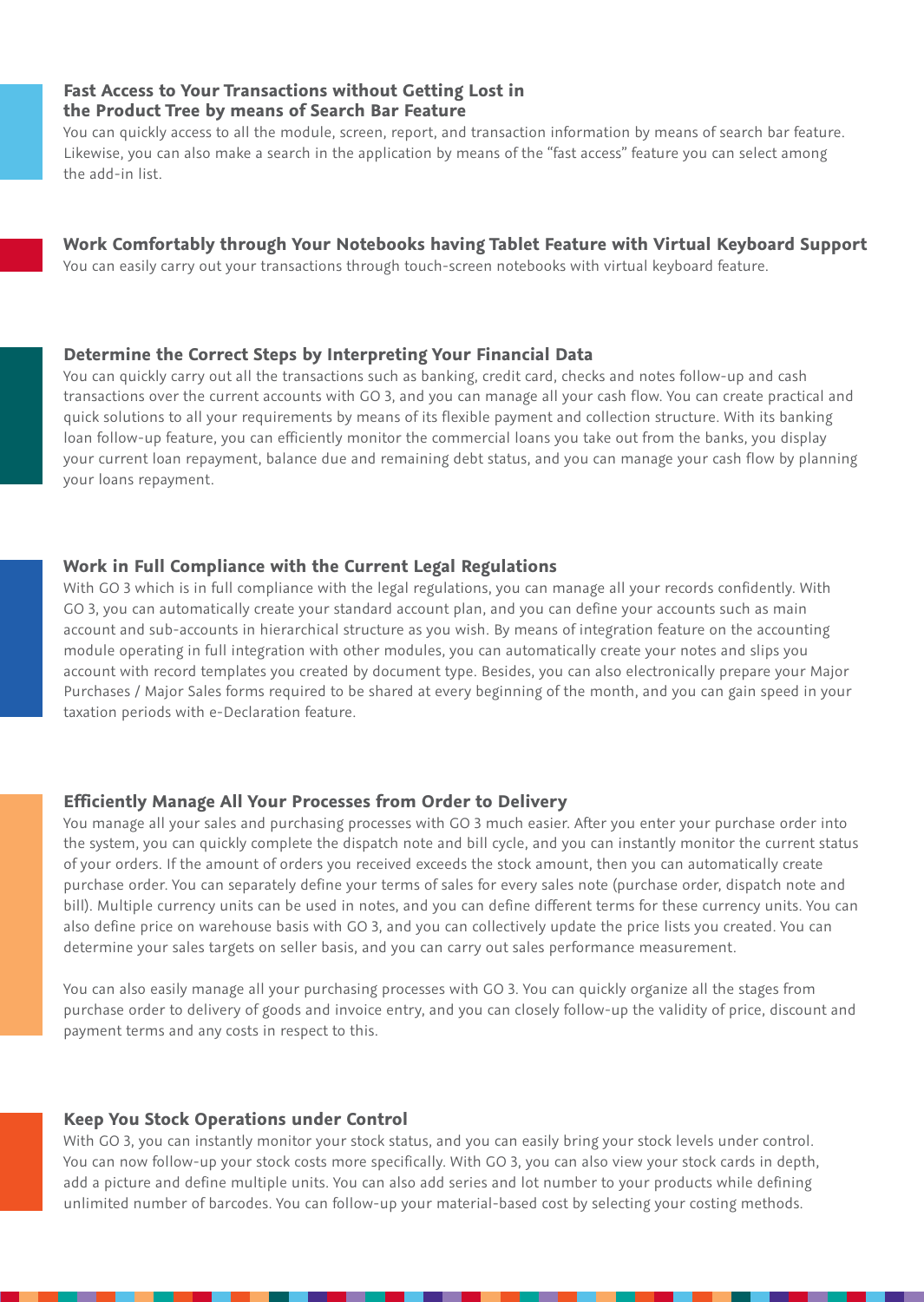### Fast Access to Your Transactions without Getting Lost in the Product Tree by means of Search Bar Feature

You can quickly access to all the module, screen, report, and transaction information by means of search bar feature. Likewise, you can also make a search in the application by means of the "fast access" feature you can select among the add-in list.

### Work Comfortably through Your Notebooks having Tablet Feature with Virtual Keyboard Support

You can easily carry out your transactions through touch-screen notebooks with virtual keyboard feature.

### Determine the Correct Steps by Interpreting Your Financial Data

You can quickly carry out all the transactions such as banking, credit card, checks and notes follow-up and cash transactions over the current accounts with GO 3, and you can manage all your cash flow. You can create practical and quick solutions to all your requirements by means of its flexible payment and collection structure. With its banking loan follow-up feature, you can efficiently monitor the commercial loans you take out from the banks, you display your current loan repayment, balance due and remaining debt status, and you can manage your cash flow by planning your loans repayment.

### Work in Full Compliance with the Current Legal Regulations

With GO 3 which is in full compliance with the legal regulations, you can manage all your records confidently. With GO 3, you can automatically create your standard account plan, and you can define your accounts such as main account and sub-accounts in hierarchical structure as you wish. By means of integration feature on the accounting module operating in full integration with other modules, you can automatically create your notes and slips you account with record templates you created by document type. Besides, you can also electronically prepare your Major Purchases / Major Sales forms required to be shared at every beginning of the month, and you can gain speed in your taxation periods with e-Declaration feature.

### Efficiently Manage All Your Processes from Order to Delivery

You manage all your sales and purchasing processes with GO 3 much easier. After you enter your purchase order into the system, you can quickly complete the dispatch note and bill cycle, and you can instantly monitor the current status of your orders. If the amount of orders you received exceeds the stock amount, then you can automatically create purchase order. You can separately define your terms of sales for every sales note (purchase order, dispatch note and bill). Multiple currency units can be used in notes, and you can define different terms for these currency units. You can also define price on warehouse basis with GO 3, and you can collectively update the price lists you created. You can determine your sales targets on seller basis, and you can carry out sales performance measurement.

You can also easily manage all your purchasing processes with GO 3. You can quickly organize all the stages from purchase order to delivery of goods and invoice entry, and you can closely follow-up the validity of price, discount and payment terms and any costs in respect to this.

### Keep You Stock Operations under Control

With GO 3, you can instantly monitor your stock status, and you can easily bring your stock levels under control. You can now follow-up your stock costs more specifically. With GO 3, you can also view your stock cards in depth, add a picture and define multiple units. You can also add series and lot number to your products while defining unlimited number of barcodes. You can follow-up your material-based cost by selecting your costing methods.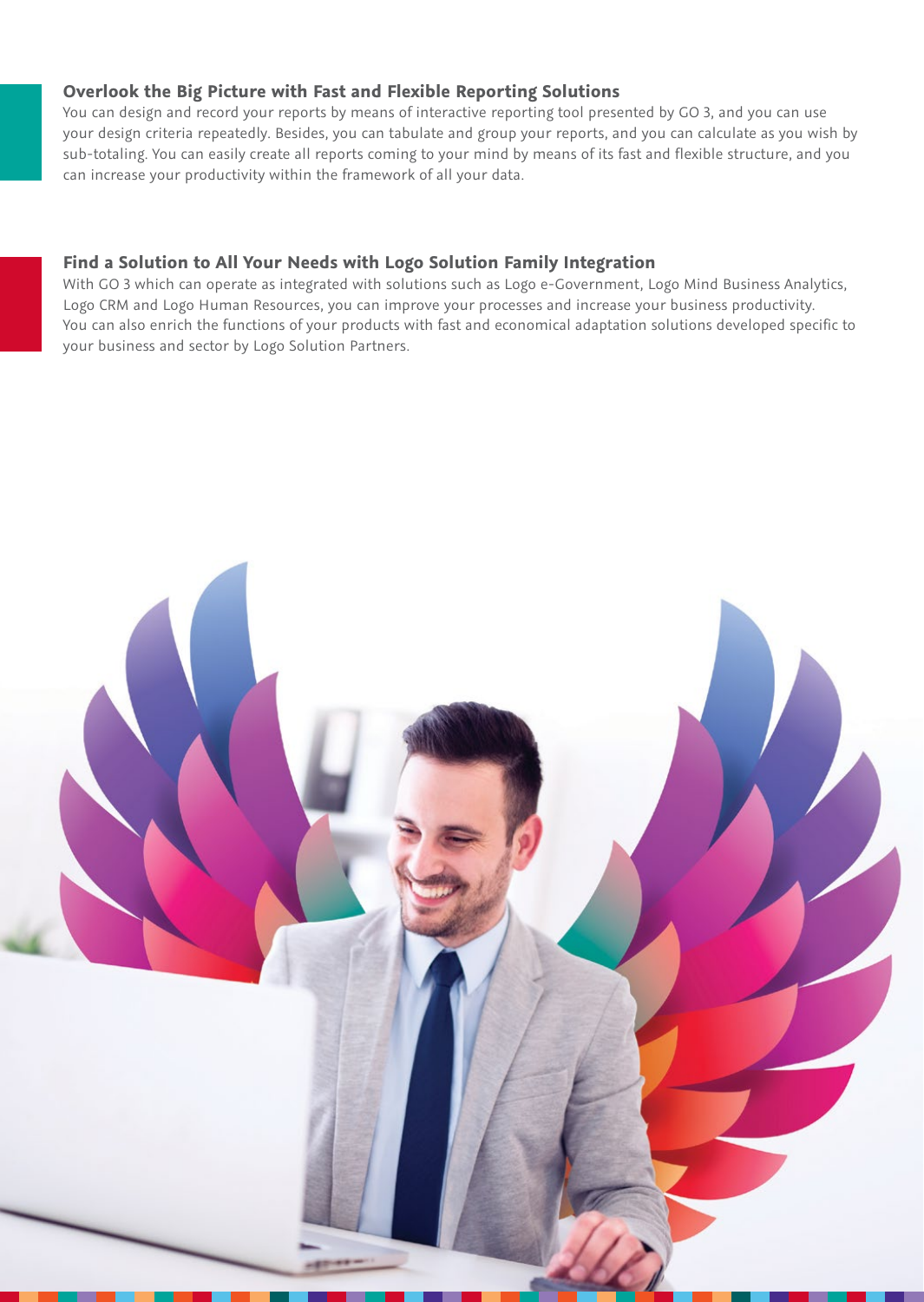## Overlook the Big Picture with Fast and Flexible Reporting Solutions

You can design and record your reports by means of interactive reporting tool presented by GO 3, and you can use your design criteria repeatedly. Besides, you can tabulate and group your reports, and you can calculate as you wish by sub-totaling. You can easily create all reports coming to your mind by means of its fast and flexible structure, and you can increase your productivity within the framework of all your data.

## Find a Solution to All Your Needs with Logo Solution Family Integration

With GO 3 which can operate as integrated with solutions such as Logo e-Government, Logo Mind Business Analytics, Logo CRM and Logo Human Resources, you can improve your processes and increase your business productivity. You can also enrich the functions of your products with fast and economical adaptation solutions developed specific to your business and sector by Logo Solution Partners.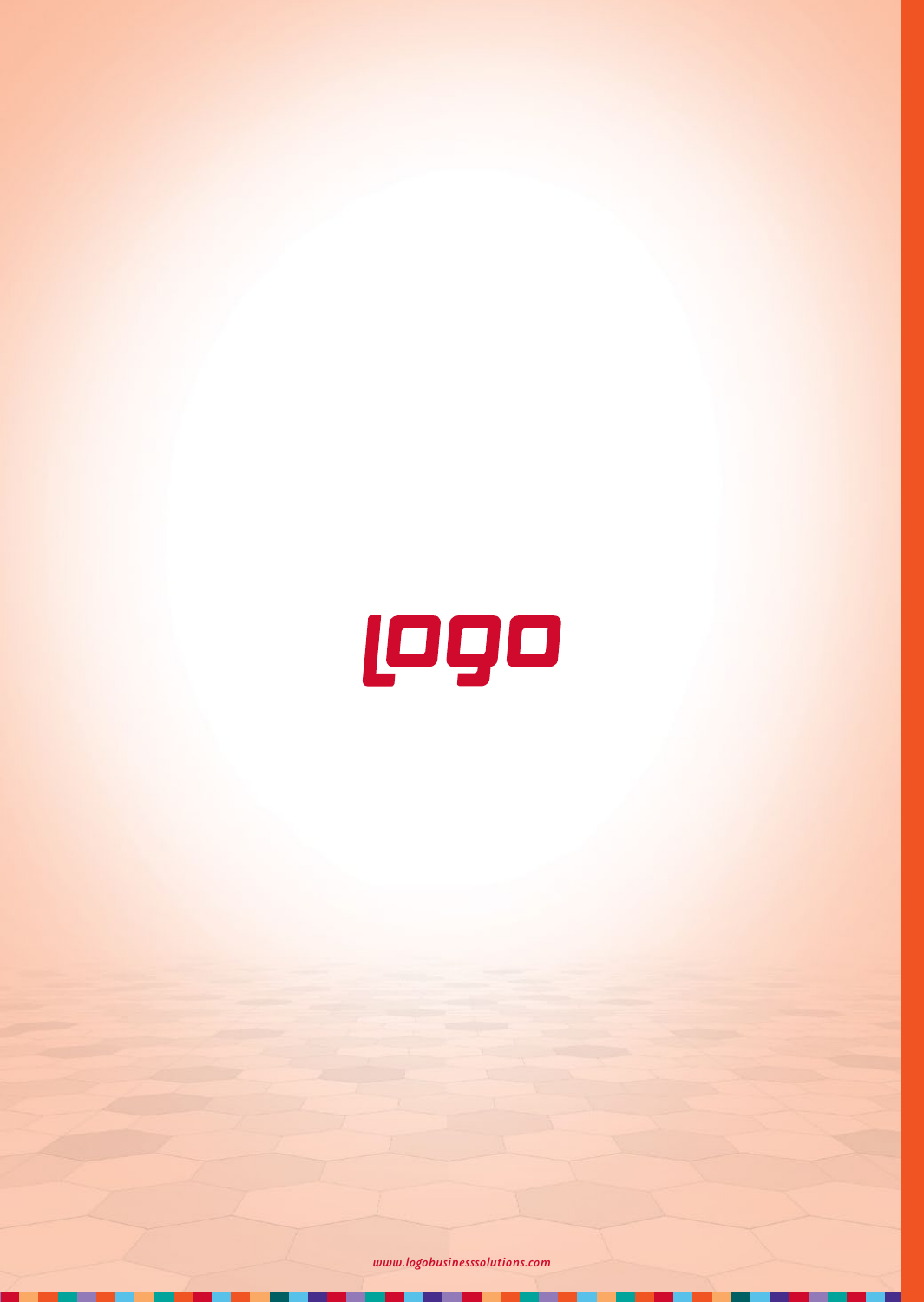logo

www.logobusinesssolutions.com